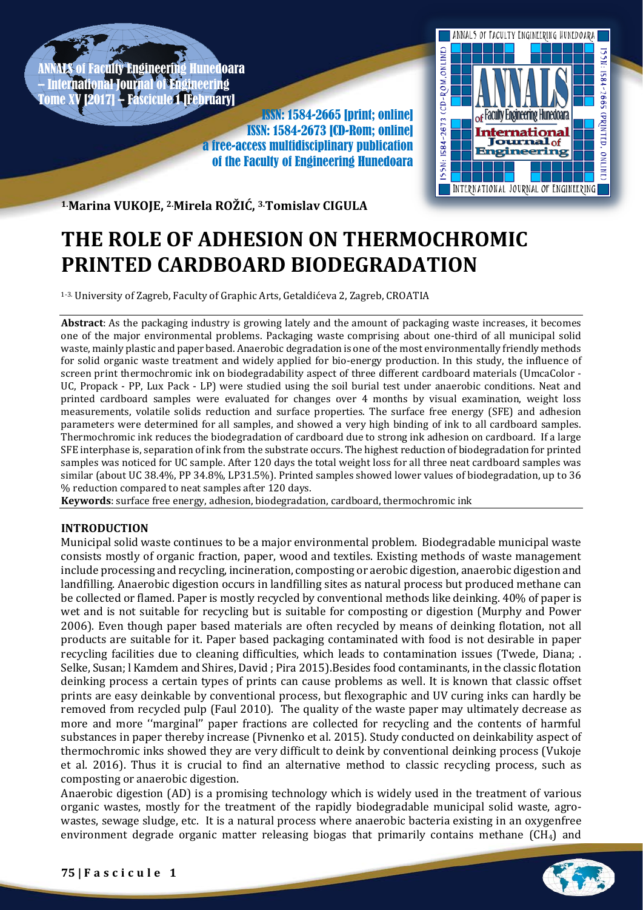[1.]Marina VUKOJE, [2.]Mirela ROŽIĆ, [3.]Tomislav CIGULA

# THE ROLE OF ADHESION ON THERMOCHROMIC PRINTED CARDBOARD BIODEGRADATION

[1-3.] University of Zagreb, Faculty of Graphic Arts, Getaldićeva 2, Zagreb, CROATIA

**Abstract**: As the packaging industry is growing lately and the amount of packaging waste increases, it becomes one of the major environmental problems. Packaging waste comprising about one-third of all municipal solid waste, mainly plastic and paper based. Anaerobic degradation is one of the most environmentally friendly methods for solid organic waste treatment and widely applied for bio-energy production. In this study, the influence of screen print thermochromic ink on biodegradability aspect of three different cardboard materials (UmcaColor - UC, Propack - PP, Lux Pack - LP) were studied using the soil burial test under anaerobic conditions. Neat and printed cardboard samples were evaluated for changes over 4 months by visual examination, weight loss measurements, volatile solids reduction and surface properties. The surface free energy (SFE) and adhesion parameters were determined for all samples, and showed a very high binding of ink to all cardboard samples. Thermochromic ink reduces the biodegradation of cardboard due to strong ink adhesion on cardboard. If a large SFE interphase is, separation of ink from the substrate occurs. The highest reduction of biodegradation for printed samples was noticed for UC sample. After 120 days the total weight loss for all three neat cardboard samples was similar (about UC 38.4%, PP 34.8%, LP31.5%). Printed samples showed lower values of biodegradation, up to 36 % reduction compared to neat samples after 120 days.

**Keywords**: surface free energy, adhesion, biodegradation, cardboard, thermochromic ink

## INTRODUCTION

Municipal solid waste continues to be a major environmental problem. Biodegradable municipal waste consists mostly of organic fraction, paper, wood and textiles. Existing methods of waste management include processing and recycling, incineration, composting or aerobic digestion, anaerobic digestion and landfilling. Anaerobic digestion occurs in landfilling sites as natural process but produced methane can be collected or flamed. Paper is mostly recycled by conventional methods like deinking. 40% of paper is wet and is not suitable for recycling but is suitable for composting or digestion (Murphy and Power 2006). Even though paper based materials are often recycled by means of deinking flotation, not all products are suitable for it. Paper based packaging contaminated with food is not desirable in paper recycling facilities due to cleaning difficulties, which leads to contamination issues (Twede, Diana; . Selke, Susan; l Kamdem and Shires, David ; Pira 2015).Besides food contaminants, in the classic flotation deinking process a certain types of prints can cause problems as well. It is known that classic offset prints are easy deinkable by conventional process, but flexographic and UV curing inks can hardly be removed from recycled pulp (Faul 2010). The quality of the waste paper may ultimately decrease as more and more ''marginal'' paper fractions are collected for recycling and the contents of harmful substances in paper thereby increase (Pivnenko et al. 2015). Study conducted on deinkability aspect of thermochromic inks showed they are very difficult to deink by conventional deinking process (Vukoje et al. 2016). Thus it is crucial to find an alternative method to classic recycling process, such as composting or anaerobic digestion.

Anaerobic digestion (AD) is a promising technology which is widely used in the treatment of various organic wastes, mostly for the treatment of the rapidly biodegradable municipal solid waste, agro-wastes, sewage sludge, etc. It is a natural process where anaerobic bacteria existing in an oxygenfree environment degrade organic matter releasing biogas that primarily contains methane ($CH_4$) and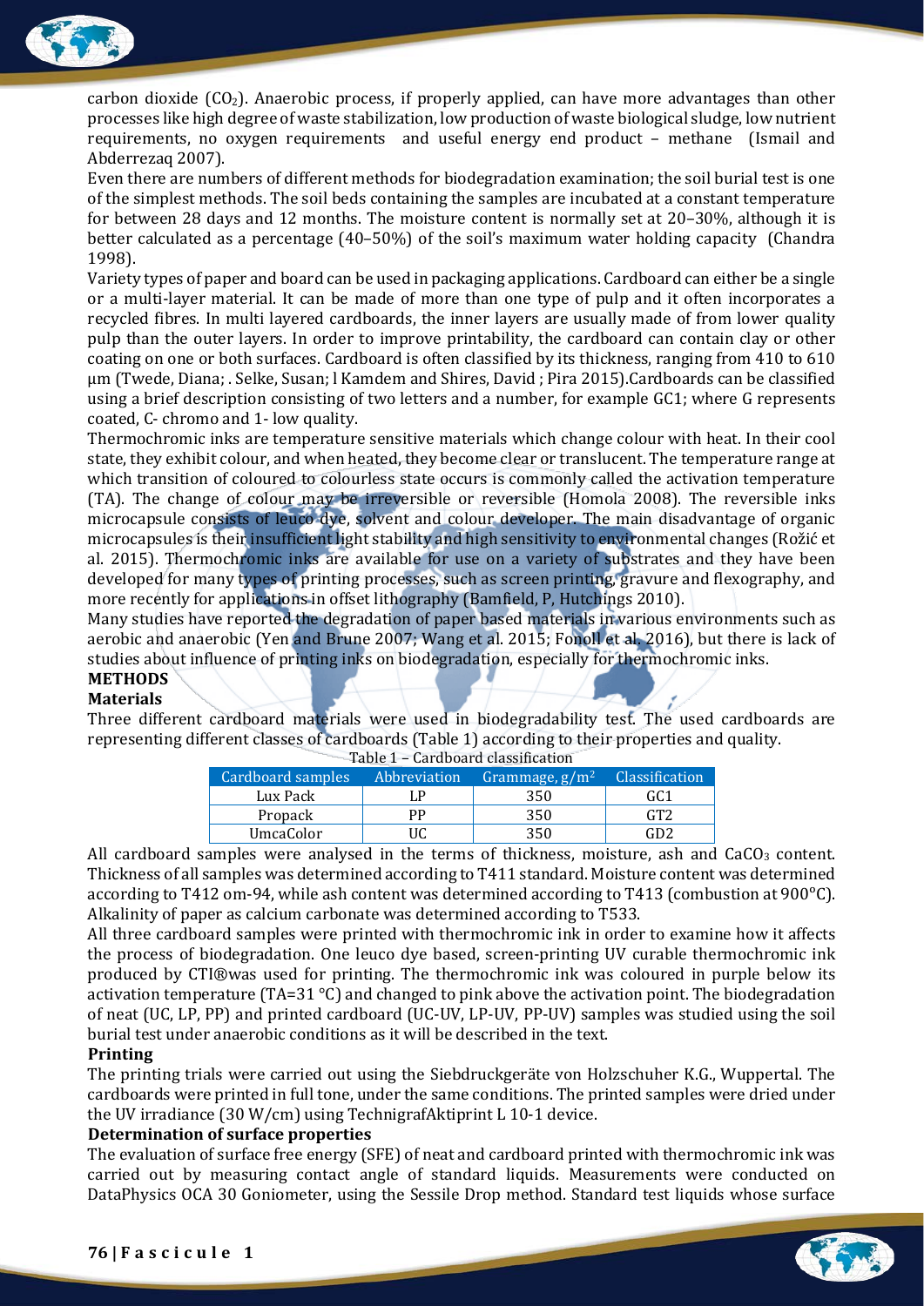carbon dioxide ($CO_2$). Anaerobic process, if properly applied, can have more advantages than other processes like high degree of waste stabilization, low production of waste biological sludge, low nutrient requirements, no oxygen requirements and useful energy end product – methane (Ismail and Abderrezaq 2007).

Even there are numbers of different methods for biodegradation examination; the soil burial test is one of the simplest methods. The soil beds containing the samples are incubated at a constant temperature for between 28 days and 12 months. The moisture content is normally set at 20–30%, although it is better calculated as a percentage (40–50%) of the soil's maximum water holding capacity (Chandra 1998).

Variety types of paper and board can be used in packaging applications. Cardboard can either be a single or a multi-layer material. It can be made of more than one type of pulp and it often incorporates a recycled fibres. In multi layered cardboards, the inner layers are usually made of from lower quality pulp than the outer layers. In order to improve printability, the cardboard can contain clay or other coating on one or both surfaces. Cardboard is often classified by its thickness, ranging from 410 to 610 µm (Twede, Diana; . Selke, Susan; l Kamdem and Shires, David ; Pira 2015).Cardboards can be classified using a brief description consisting of two letters and a number, for example GC1; where G represents coated, C- chromo and 1- low quality.

Thermochromic inks are temperature sensitive materials which change colour with heat. In their cool state, they exhibit colour, and when heated, they become clear or translucent. The temperature range at which transition of coloured to colourless state occurs is commonly called the activation temperature (TA). The change of colour may be irreversible or reversible (Homola 2008). The reversible inks microcapsule consists of leuco dye, solvent and colour developer. The main disadvantage of organic microcapsules is their insufficient light stability and high sensitivity to environmental changes (Rožić et al. 2015). Thermochromic inks are available for use on a variety of substrates and they have been developed for many types of printing processes, such as screen printing, gravure and flexography, and more recently for applications in offset lithography (Bamfield, P, Hutchings 2010).

Many studies have reported the degradation of paper based materials in various environments such as aerobic and anaerobic (Yen and Brune 2007; Wang et al. 2015; Fonoll et al. 2016), but there is lack of studies about influence of printing inks on biodegradation, especially for thermochromic inks.

## METHODS

### Materials

Three different cardboard materials were used in biodegradability test. The used cardboards are representing different classes of cardboards (Table 1) according to their properties and quality.

Table 1 – Cardboard classification

| Cardboard samples | Abbreviation | Grammage, $g/m^2$ | Classification |
| --- | --- | --- | --- |
| Lux Pack | LP | 350 | GC1 |
| Propack | PP | 350 | GT2 |
| UmcaColor | UC | 350 | GD2 |

All cardboard samples were analysed in the terms of thickness, moisture, ash and $CaCO_3$ content. Thickness of all samples was determined according to T411 standard. Moisture content was determined according to T412 om-94, while ash content was determined according to T413 (combustion at 900°C). Alkalinity of paper as calcium carbonate was determined according to T533.

All three cardboard samples were printed with thermochromic ink in order to examine how it affects the process of biodegradation. One leuco dye based, screen-printing UV curable thermochromic ink produced by CTI®was used for printing. The thermochromic ink was coloured in purple below its activation temperature (TA=31 °C) and changed to pink above the activation point. The biodegradation of neat (UC, LP, PP) and printed cardboard (UC-UV, LP-UV, PP-UV) samples was studied using the soil burial test under anaerobic conditions as it will be described in the text.

### Printing

The printing trials were carried out using the Siebdruckgeräte von Holzschuher K.G., Wuppertal. The cardboards were printed in full tone, under the same conditions. The printed samples were dried under the UV irradiance (30 W/cm) using TechnigrafAktiprint L 10-1 device.

### Determination of surface properties

The evaluation of surface free energy (SFE) of neat and cardboard printed with thermochromic ink was carried out by measuring contact angle of standard liquids. Measurements were conducted on DataPhysics OCA 30 Goniometer, using the Sessile Drop method. Standard test liquids whose surface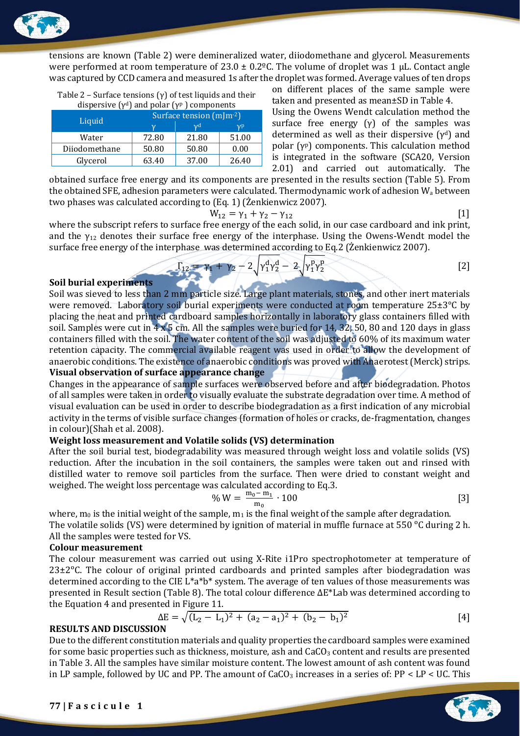tensions are known (Table 2) were demineralized water, diiodomethane and glycerol. Measurements were performed at room temperature of 23.0 ± 0.2ºC. The volume of droplet was 1 μL. Contact angle was captured by CCD camera and measured 1s after the droplet was formed. Average values of ten drops on different places of the same sample were taken and presented as mean±SD in Table 4.

Table 2 – Surface tensions (γ) of test liquids and their dispersive ($\gamma^d$) and polar ($\gamma^p$) components

| Liquid | Surface tension (mJm$^{-2}$) | | |
|---|---|---|---|
| | $\gamma$ | $\gamma^d$ | $\gamma^p$ |
| Water | 72.80 | 21.80 | 51.00 |
| Diiodomethane | 50.80 | 50.80 | 0.00 |
| Glycerol | 63.40 | 37.00 | 26.40 |

Using the Owens Wendt calculation method the surface free energy (γ) of the samples was determined as well as their dispersive ($\gamma^d$) and polar ($\gamma^p$) components. This calculation method is integrated in the software (SCA20, Version 2.01) and carried out automatically. The obtained surface free energy and its components are presented in the results section (Table 5). From the obtained SFE, adhesion parameters were calculated. Thermodynamic work of adhesion $W_a$ between two phases was calculated according to (Eq. 1) (Żenkiewicz 2007).

$$W_{12} = \gamma_1 + \gamma_2 - \gamma_{12} \qquad [1]$$

where the subscript refers to surface free energy of the each solid, in our case cardboard and ink print, and the $\gamma_{12}$ denotes their surface free energy of the interphase. Using the Owens-Wendt model the surface free energy of the interphase was determined according to Eq.2 (Żenkiewicz 2007).

$$\Gamma_{12} = \gamma_1 + \gamma_2 - 2\sqrt{\gamma_1^d \gamma_2^d} - 2\sqrt{\gamma_1^p \gamma_2^p} \qquad [2]$$

**Soil burial experiments**

Soil was sieved to less than 2 mm particle size. Large plant materials, stones, and other inert materials were removed. Laboratory soil burial experiments were conducted at room temperature 25±3°C by placing the neat and printed cardboard samples horizontally in laboratory glass containers filled with soil. Samples were cut in 4 x 5 cm. All the samples were buried for 14, 32, 50, 80 and 120 days in glass containers filled with the soil. The water content of the soil was adjusted to 60% of its maximum water retention capacity. The commercial available reagent was used in order to allow the development of anaerobic conditions. The existence of anaerobic conditions was proved with Anaerotest (Merck) strips.

**Visual observation of surface appearance change**

Changes in the appearance of sample surfaces were observed before and after biodegradation. Photos of all samples were taken in order to visually evaluate the substrate degradation over time. A method of visual evaluation can be used in order to describe biodegradation as a first indication of any microbial activity in the terms of visible surface changes (formation of holes or cracks, de-fragmentation, changes in colour)(Shah et al. 2008).

**Weight loss measurement and Volatile solids (VS) determination**

After the soil burial test, biodegradability was measured through weight loss and volatile solids (VS) reduction. After the incubation in the soil containers, the samples were taken out and rinsed with distilled water to remove soil particles from the surface. Then were dried to constant weight and weighed. The weight loss percentage was calculated according to Eq.3.

$$\%\,W = \frac{m_0 - m_1}{m_0} \cdot 100 \qquad [3]$$

where, $m_0$ is the initial weight of the sample, $m_1$ is the final weight of the sample after degradation. The volatile solids (VS) were determined by ignition of material in muffle furnace at 550 °C during 2 h. All the samples were tested for VS.

**Colour measurement**

The colour measurement was carried out using X-Rite i1Pro spectrophotometer at temperature of 23±2°C. The colour of original printed cardboards and printed samples after biodegradation was determined according to the CIE L*a*b* system. The average of ten values of those measurements was presented in Result section (Table 8). The total colour difference ΔE*Lab was determined according to the Equation 4 and presented in Figure 11.

$$\Delta E = \sqrt{(L_2 - L_1)^2 + (a_2 - a_1)^2 + (b_2 - b_1)^2} \qquad [4]$$

**RESULTS AND DISCUSSION**

Due to the different constitution materials and quality properties the cardboard samples were examined for some basic properties such as thickness, moisture, ash and $CaCO_3$ content and results are presented in Table 3. All the samples have similar moisture content. The lowest amount of ash content was found in LP sample, followed by UC and PP. The amount of $CaCO_3$ increases in a series of: PP < LP < UC. This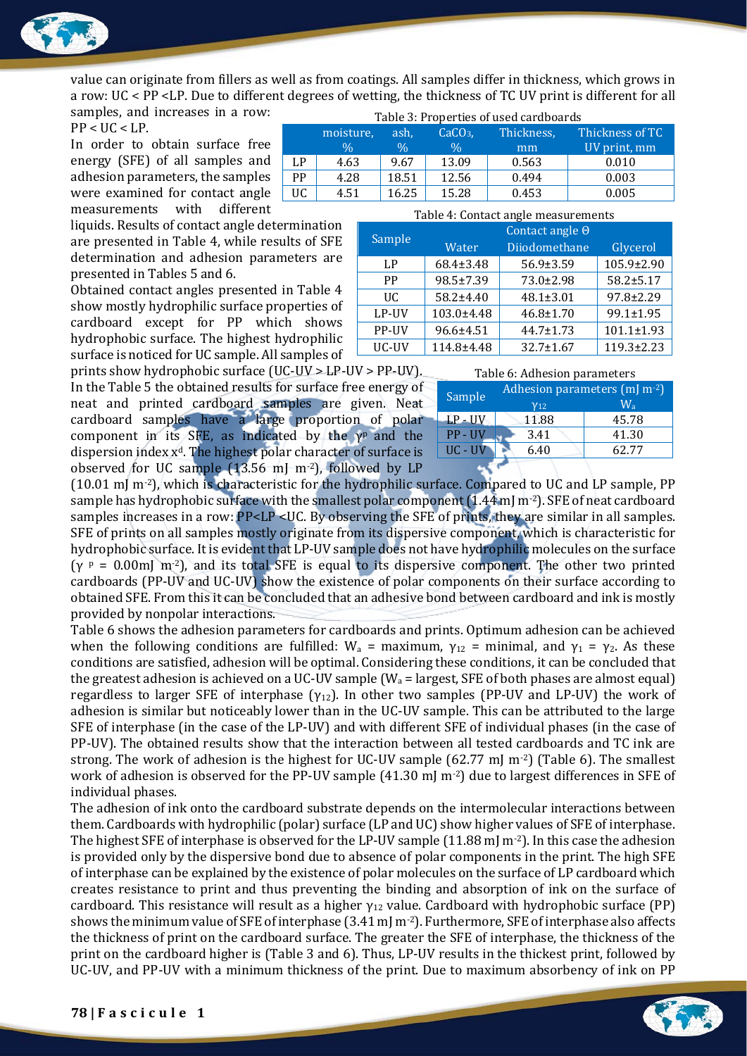value can originate from fillers as well as from coatings. All samples differ in thickness, which grows in a row: UC < PP <LP. Due to different degrees of wetting, the thickness of TC UV print is different for all samples, and increases in a row: PP < UC < LP.

Table 3: Properties of used cardboards

| | moisture, % | ash, % | $CaCO_3$, % | Thickness, mm | Thickness of TC UV print, mm |
|---|---|---|---|---|---|
| LP | 4.63 | 9.67 | 13.09 | 0.563 | 0.010 |
| PP | 4.28 | 18.51 | 12.56 | 0.494 | 0.003 |
| UC | 4.51 | 16.25 | 15.28 | 0.453 | 0.005 |

In order to obtain surface free energy (SFE) of all samples and adhesion parameters, the samples were examined for contact angle measurements with different liquids. Results of contact angle determination are presented in Table 4, while results of SFE determination and adhesion parameters are presented in Tables 5 and 6.

Table 4: Contact angle measurements

| Sample | Contact angle Θ | | |
|---|---|---|---|
| | Water | Diiodomethane | Glycerol |
| LP | 68.4±3.48 | 56.9±3.59 | 105.9±2.90 |
| PP | 98.5±7.39 | 73.0±2.98 | 58.2±5.17 |
| UC | 58.2±4.40 | 48.1±3.01 | 97.8±2.29 |
| LP-UV | 103.0±4.48 | 46.8±1.70 | 99.1±1.95 |
| PP-UV | 96.6±4.51 | 44.7±1.73 | 101.1±1.93 |
| UC-UV | 114.8±4.48 | 32.7±1.67 | 119.3±2.23 |

Obtained contact angles presented in Table 4 show mostly hydrophilic surface properties of cardboard except for PP which shows hydrophobic surface. The highest hydrophilic surface is noticed for UC sample. All samples of prints show hydrophobic surface (UC-UV > LP-UV > PP-UV).

Table 6: Adhesion parameters

| Sample | Adhesion parameters (mJ m$^{-2}$) | |
|---|---|---|
| | $\gamma_{12}$ | $W_a$ |
| LP - UV | 11.88 | 45.78 |
| PP - UV | 3.41 | 41.30 |
| UC - UV | 6.40 | 62.77 |

In the Table 5 the obtained results for surface free energy of neat and printed cardboard samples are given. Neat cardboard samples have a large proportion of polar component in its SFE, as indicated by the $\gamma^p$ and the dispersion index $x^d$. The highest polar character of surface is observed for UC sample (13.56 mJ m$^{-2}$), followed by LP (10.01 mJ m$^{-2}$), which is characteristic for the hydrophilic surface. Compared to UC and LP sample, PP sample has hydrophobic surface with the smallest polar component (1.44 mJ m$^{-2}$). SFE of neat cardboard samples increases in a row: PP<LP <UC. By observing the SFE of prints, they are similar in all samples. SFE of prints on all samples mostly originate from its dispersive component, which is characteristic for hydrophobic surface. It is evident that LP-UV sample does not have hydrophilic molecules on the surface ($\gamma^p$ = 0.00mJ m$^{-2}$), and its total SFE is equal to its dispersive component. The other two printed cardboards (PP-UV and UC-UV) show the existence of polar components on their surface according to obtained SFE. From this it can be concluded that an adhesive bond between cardboard and ink is mostly provided by nonpolar interactions.

Table 6 shows the adhesion parameters for cardboards and prints. Optimum adhesion can be achieved when the following conditions are fulfilled: $W_a$ = maximum, $\gamma_{12}$ = minimal, and $\gamma_1 = \gamma_2$. As these conditions are satisfied, adhesion will be optimal. Considering these conditions, it can be concluded that the greatest adhesion is achieved on a UC-UV sample ($W_a$ = largest, SFE of both phases are almost equal) regardless to larger SFE of interphase ($\gamma_{12}$). In other two samples (PP-UV and LP-UV) the work of adhesion is similar but noticeably lower than in the UC-UV sample. This can be attributed to the large SFE of interphase (in the case of the LP-UV) and with different SFE of individual phases (in the case of PP-UV). The obtained results show that the interaction between all tested cardboards and TC ink are strong. The work of adhesion is the highest for UC-UV sample (62.77 mJ m$^{-2}$) (Table 6). The smallest work of adhesion is observed for the PP-UV sample (41.30 mJ m$^{-2}$) due to largest differences in SFE of individual phases.

The adhesion of ink onto the cardboard substrate depends on the intermolecular interactions between them. Cardboards with hydrophilic (polar) surface (LP and UC) show higher values of SFE of interphase. The highest SFE of interphase is observed for the LP-UV sample (11.88 mJ m$^{-2}$). In this case the adhesion is provided only by the dispersive bond due to absence of polar components in the print. The high SFE of interphase can be explained by the existence of polar molecules on the surface of LP cardboard which creates resistance to print and thus preventing the binding and absorption of ink on the surface of cardboard. This resistance will result as a higher $\gamma_{12}$ value. Cardboard with hydrophobic surface (PP) shows the minimum value of SFE of interphase (3.41 mJ m$^{-2}$). Furthermore, SFE of interphase also affects the thickness of print on the cardboard surface. The greater the SFE of interphase, the thickness of the print on the cardboard higher is (Table 3 and 6). Thus, LP-UV results in the thickest print, followed by UC-UV, and PP-UV with a minimum thickness of the print. Due to maximum absorbency of ink on PP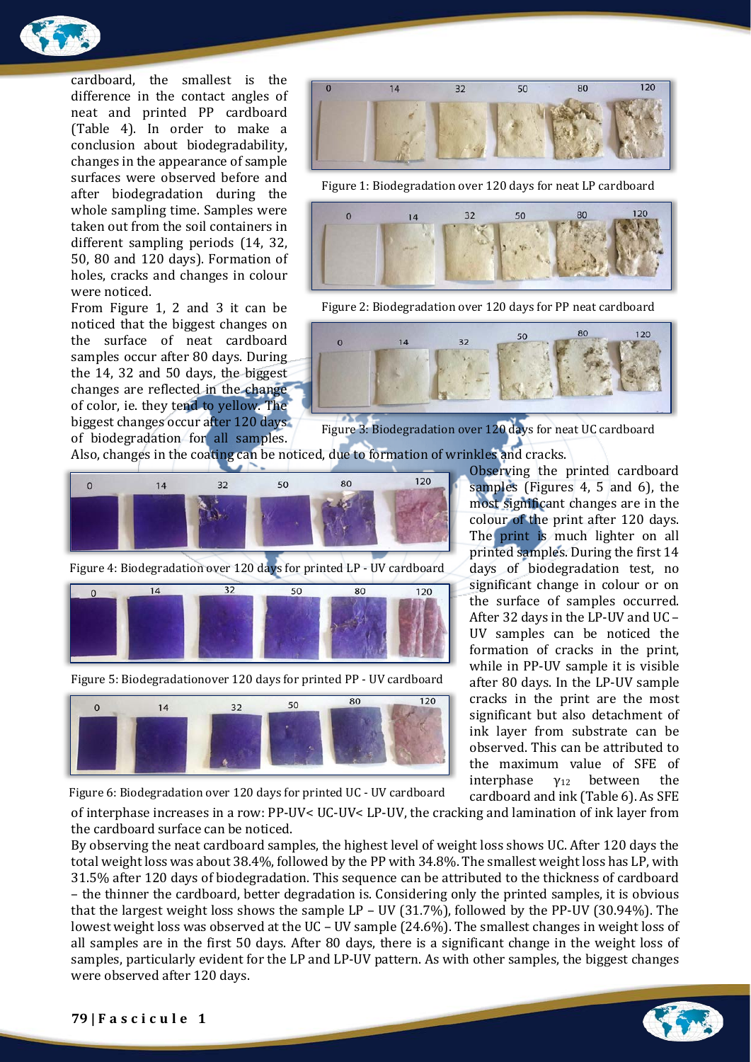cardboard, the smallest is the difference in the contact angles of neat and printed PP cardboard (Table 4). In order to make a conclusion about biodegradability, changes in the appearance of sample surfaces were observed before and after biodegradation during the whole sampling time. Samples were taken out from the soil containers in different sampling periods (14, 32, 50, 80 and 120 days). Formation of holes, cracks and changes in colour were noticed.

From Figure 1, 2 and 3 it can be noticed that the biggest changes on the surface of neat cardboard samples occur after 80 days. During the 14, 32 and 50 days, the biggest changes are reflected in the change of color, ie. they tend to yellow. The biggest changes occur after 120 days of biodegradation for all samples. Also, changes in the coating can be noticed, due to formation of wrinkles and cracks.

Figure 1: Biodegradation over 120 days for neat LP cardboard

Figure 2: Biodegradation over 120 days for PP neat cardboard

Figure 3: Biodegradation over 120 days for neat UC cardboard

Figure 4: Biodegradation over 120 days for printed LP - UV cardboard

Figure 5: Biodegradationover 120 days for printed PP - UV cardboard

Figure 6: Biodegradation over 120 days for printed UC - UV cardboard

Observing the printed cardboard samples (Figures 4, 5 and 6), the most significant changes are in the colour of the print after 120 days. The print is much lighter on all printed samples. During the first 14 days of biodegradation test, no significant change in colour or on the surface of samples occurred. After 32 days in the LP-UV and UC – UV samples can be noticed the formation of cracks in the print, while in PP-UV sample it is visible after 80 days. In the LP-UV sample cracks in the print are the most significant but also detachment of ink layer from substrate can be observed. This can be attributed to the maximum value of SFE of interphase $\gamma_{12}$ between the cardboard and ink (Table 6). As SFE of interphase increases in a row: PP-UV< UC-UV< LP-UV, the cracking and lamination of ink layer from the cardboard surface can be noticed.

By observing the neat cardboard samples, the highest level of weight loss shows UC. After 120 days the total weight loss was about 38.4%, followed by the PP with 34.8%. The smallest weight loss has LP, with 31.5% after 120 days of biodegradation. This sequence can be attributed to the thickness of cardboard – the thinner the cardboard, better degradation is. Considering only the printed samples, it is obvious that the largest weight loss shows the sample LP – UV (31.7%), followed by the PP-UV (30.94%). The lowest weight loss was observed at the UC – UV sample (24.6%). The smallest changes in weight loss of all samples are in the first 50 days. After 80 days, there is a significant change in the weight loss of samples, particularly evident for the LP and LP-UV pattern. As with other samples, the biggest changes were observed after 120 days.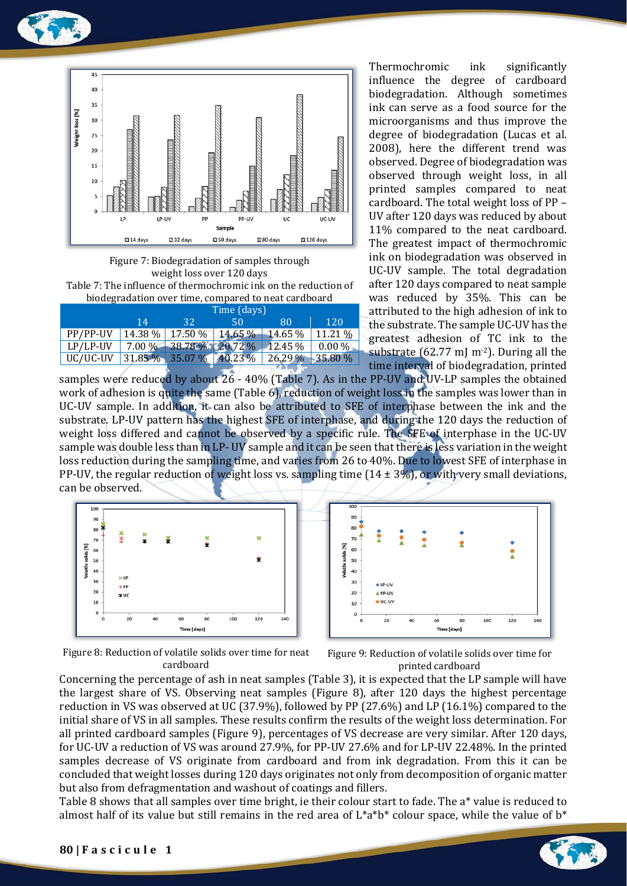Figure 7: Biodegradation of samples through weight loss over 120 days

Table 7: The influence of thermochromic ink on the reduction of biodegradation over time, compared to neat cardboard

| | Time (days) | | | | |
|---|---|---|---|---|---|
| | 14 | 32 | 50 | 80 | 120 |
| PP/PP-UV | 14.38 % | 17.50 % | 14.65 % | 14.65 % | 11.21 % |
| LP/LP-UV | 7.00 % | 38.78 % | 20.72 % | 12.45 % | 0.00 % |
| UC/UC-UV | 31.85 % | 35.07 % | 40.23 % | 26.29 % | 35.80 % |

Thermochromic ink significantly influence the degree of cardboard biodegradation. Although sometimes ink can serve as a food source for the microorganisms and thus improve the degree of biodegradation (Lucas et al. 2008), here the different trend was observed. Degree of biodegradation was observed through weight loss, in all printed samples compared to neat cardboard. The total weight loss of PP – UV after 120 days was reduced by about 11% compared to the neat cardboard. The greatest impact of thermochromic ink on biodegradation was observed in UC-UV sample. The total degradation after 120 days compared to neat sample was reduced by 35%. This can be attributed to the high adhesion of ink to the substrate. The sample UC-UV has the greatest adhesion of TC ink to the substrate (62.77 mJ m$^{-2}$). During all the time interval of biodegradation, printed samples were reduced by about 26 - 40% (Table 7). As in the PP-UV and UV-LP samples the obtained work of adhesion is quite the same (Table 6), reduction of weight loss in the samples was lower than in UC-UV sample. In addition, it can also be attributed to SFE of interphase between the ink and the substrate. LP-UV pattern has the highest SFE of interphase, and during the 120 days the reduction of weight loss differed and cannot be observed by a specific rule. The SFE of interphase in the UC-UV sample was double less than in LP- UV sample and it can be seen that there is less variation in the weight loss reduction during the sampling time, and varies from 26 to 40%. Due to lowest SFE of interphase in PP-UV, the regular reduction of weight loss vs. sampling time (14 ± 3%), or with very small deviations, can be observed.

Figure 8: Reduction of volatile solids over time for neat cardboard

Figure 9: Reduction of volatile solids over time for printed cardboard

Concerning the percentage of ash in neat samples (Table 3), it is expected that the LP sample will have the largest share of VS. Observing neat samples (Figure 8), after 120 days the highest percentage reduction in VS was observed at UC (37.9%), followed by PP (27.6%) and LP (16.1%) compared to the initial share of VS in all samples. These results confirm the results of the weight loss determination. For all printed cardboard samples (Figure 9), percentages of VS decrease are very similar. After 120 days, for UC-UV a reduction of VS was around 27.9%, for PP-UV 27.6% and for LP-UV 22.48%. In the printed samples decrease of VS originate from cardboard and from ink degradation. From this it can be concluded that weight losses during 120 days originates not only from decomposition of organic matter but also from defragmentation and washout of coatings and fillers.

Table 8 shows that all samples over time bright, ie their colour start to fade. The a* value is reduced to almost half of its value but still remains in the red area of L*a*b* colour space, while the value of b*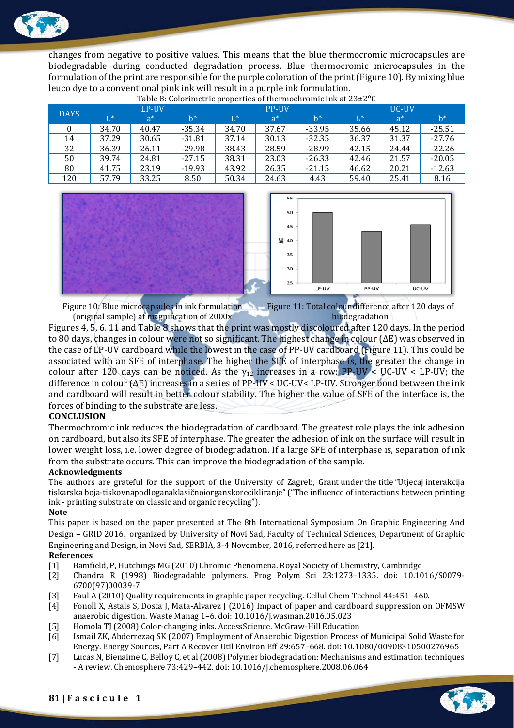changes from negative to positive values. This means that the blue thermocromic microcapsules are biodegradable during conducted degradation process. Blue thermocromic microcapsules in the formulation of the print are responsible for the purple coloration of the print (Figure 10). By mixing blue leuco dye to a conventional pink ink will result in a purple ink formulation.

Table 8: Colorimetric properties of thermochromic ink at 23±2°C

| DAYS | LP-UV | | | PP-UV | | | UC-UV | | |
|---|---|---|---|---|---|---|---|---|---|
| | L* | a* | b* | L* | a* | b* | L* | a* | b* |
| 0 | 34.70 | 40.47 | -35.34 | 34.70 | 37.67 | -33.95 | 35.66 | 45.12 | -25.51 |
| 14 | 37.29 | 30.65 | -31.81 | 37.14 | 30.13 | -32.35 | 36.37 | 31.37 | -27.76 |
| 32 | 36.39 | 26.11 | -29.98 | 38.43 | 28.59 | -28.99 | 42.15 | 24.44 | -22.26 |
| 50 | 39.74 | 24.81 | -27.15 | 38.31 | 23.03 | -26.33 | 42.46 | 21.57 | -20.05 |
| 80 | 41.75 | 23.19 | -19.93 | 43.92 | 26.35 | -21.15 | 46.62 | 20.21 | -12.63 |
| 120 | 57.79 | 33.25 | 8.50 | 50.34 | 24.63 | 4.43 | 59.40 | 25.41 | 8.16 |

Figure 10: Blue microcapsules in ink formulation (original sample) at magnification of 2000x

Figure 11: Total colour difference after 120 days of biodegradation

Figures 4, 5, 6, 11 and Table 8 shows that the print was mostly discoloured after 120 days. In the period to 80 days, changes in colour were not so significant. The highest change in colour (ΔE) was observed in the case of LP-UV cardboard while the lowest in the case of PP-UV cardboard (Figure 11). This could be associated with an SFE of interphase. The higher the SFE of interphase is, the greater the change in colour after 120 days can be noticed. As the $\gamma_{12}$ increases in a row: PP-UV < UC-UV < LP-UV; the difference in colour (ΔE) increases in a series of PP-UV < UC-UV< LP-UV. Stronger bond between the ink and cardboard will result in better colour stability. The higher the value of SFE of the interface is, the forces of binding to the substrate are less.

## CONCLUSION

Thermochromic ink reduces the biodegradation of cardboard. The greatest role plays the ink adhesion on cardboard, but also its SFE of interphase. The greater the adhesion of ink on the surface will result in lower weight loss, i.e. lower degree of biodegradation. If a large SFE of interphase is, separation of ink from the substrate occurs. This can improve the biodegradation of the sample.

### Acknowledgments

The authors are grateful for the support of the University of Zagreb, Grant under the title "Utjecaj interakcija tiskarska boja-tiskovnapodloganaklasičnoiorganskorecikliranje" ("The influence of interactions between printing ink - printing substrate on classic and organic recycling").

### Note

This paper is based on the paper presented at The 8th International Symposium On Graphic Engineering And Design – GRID 2016, organized by University of Novi Sad, Faculty of Technical Sciences, Department of Graphic Engineering and Design, in Novi Sad, SERBIA, 3-4 November, 2016, referred here as [21].

### References

- [1] Bamfield, P, Hutchings MG (2010) Chromic Phenomena. Royal Society of Chemistry, Cambridge
- [2] Chandra R (1998) Biodegradable polymers. Prog Polym Sci 23:1273–1335. doi: 10.1016/S0079-6700(97)00039-7
- [3] Faul A (2010) Quality requirements in graphic paper recycling. Cellul Chem Technol 44:451–460.
- [4] Fonoll X, Astals S, Dosta J, Mata-Alvarez J (2016) Impact of paper and cardboard suppression on OFMSW anaerobic digestion. Waste Manag 1–6. doi: 10.1016/j.wasman.2016.05.023
- [5] Homola TJ (2008) Color-changing inks. AccessScience. McGraw-Hill Education
- [6] Ismail ZK, Abderrezaq SK (2007) Employment of Anaerobic Digestion Process of Municipal Solid Waste for Energy. Energy Sources, Part A Recover Util Environ Eff 29:657–668. doi: 10.1080/00908310500276965
- [7] Lucas N, Bienaime C, Belloy C, et al (2008) Polymer biodegradation: Mechanisms and estimation techniques - A review. Chemosphere 73:429–442. doi: 10.1016/j.chemosphere.2008.06.064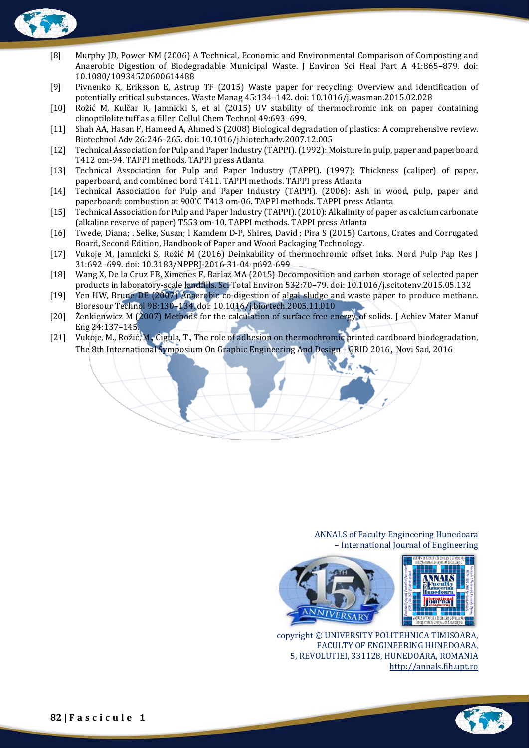[8] Murphy JD, Power NM (2006) A Technical, Economic and Environmental Comparison of Composting and Anaerobic Digestion of Biodegradable Municipal Waste. J Environ Sci Heal Part A 41:865–879. doi: 10.1080/10934520600614488

[9] Pivnenko K, Eriksson E, Astrup TF (2015) Waste paper for recycling: Overview and identification of potentially critical substances. Waste Manag 45:134–142. doi: 10.1016/j.wasman.2015.02.028

[10] Rožić M, Kulčar R, Jamnicki S, et al (2015) UV stability of thermochromic ink on paper containing clinoptilolite tuff as a filler. Cellul Chem Technol 49:693–699.

[11] Shah AA, Hasan F, Hameed A, Ahmed S (2008) Biological degradation of plastics: A comprehensive review. Biotechnol Adv 26:246–265. doi: 10.1016/j.biotechadv.2007.12.005

[12] Technical Association for Pulp and Paper Industry (TAPPI). (1992): Moisture in pulp, paper and paperboard T412 om-94. TAPPI methods. TAPPI press Atlanta

[13] Technical Association for Pulp and Paper Industry (TAPPI). (1997): Thickness (caliper) of paper, paperboard, and combined bord T411. TAPPI methods. TAPPI press Atlanta

[14] Technical Association for Pulp and Paper Industry (TAPPI). (2006): Ash in wood, pulp, paper and paperboard: combustion at 900'C T413 om-06. TAPPI methods. TAPPI press Atlanta

[15] Technical Association for Pulp and Paper Industry (TAPPI). (2010): Alkalinity of paper as calcium carbonate (alkaline reserve of paper) T553 om-10. TAPPI methods. TAPPI press Atlanta

[16] Twede, Diana; . Selke, Susan; l Kamdem D-P, Shires, David ; Pira S (2015) Cartons, Crates and Corrugated Board, Second Edition, Handbook of Paper and Wood Packaging Technology.

[17] Vukoje M, Jamnicki S, Rožić M (2016) Deinkability of thermochromic offset inks. Nord Pulp Pap Res J 31:692–699. doi: 10.3183/NPPRJ-2016-31-04-p692-699

[18] Wang X, De la Cruz FB, Ximenes F, Barlaz MA (2015) Decomposition and carbon storage of selected paper products in laboratory-scale landfills. Sci Total Environ 532:70–79. doi: 10.1016/j.scitotenv.2015.05.132

[19] Yen HW, Brune DE (2007) Anaerobic co-digestion of algal sludge and waste paper to produce methane. Bioresour Technol 98:130–134. doi: 10.1016/j.biortech.2005.11.010

[20] Żenkienwicz M (2007) Methods for the calculation of surface free energy of solids. J Achiev Mater Manuf Eng 24:137–145.

[21] Vukoje, M., Rožić, M., Cigula, T., The role of adhesion on thermochromic printed cardboard biodegradation, The 8th International Symposium On Graphic Engineering And Design – GRID 2016, Novi Sad, 2016

ANNALS of Faculty Engineering Hunedoara – International Journal of Engineering

copyright © UNIVERSITY POLITEHNICA TIMISOARA, FACULTY OF ENGINEERING HUNEDOARA, 5, REVOLUTIEI, 331128, HUNEDOARA, ROMANIA
http://annals.fih.upt.ro